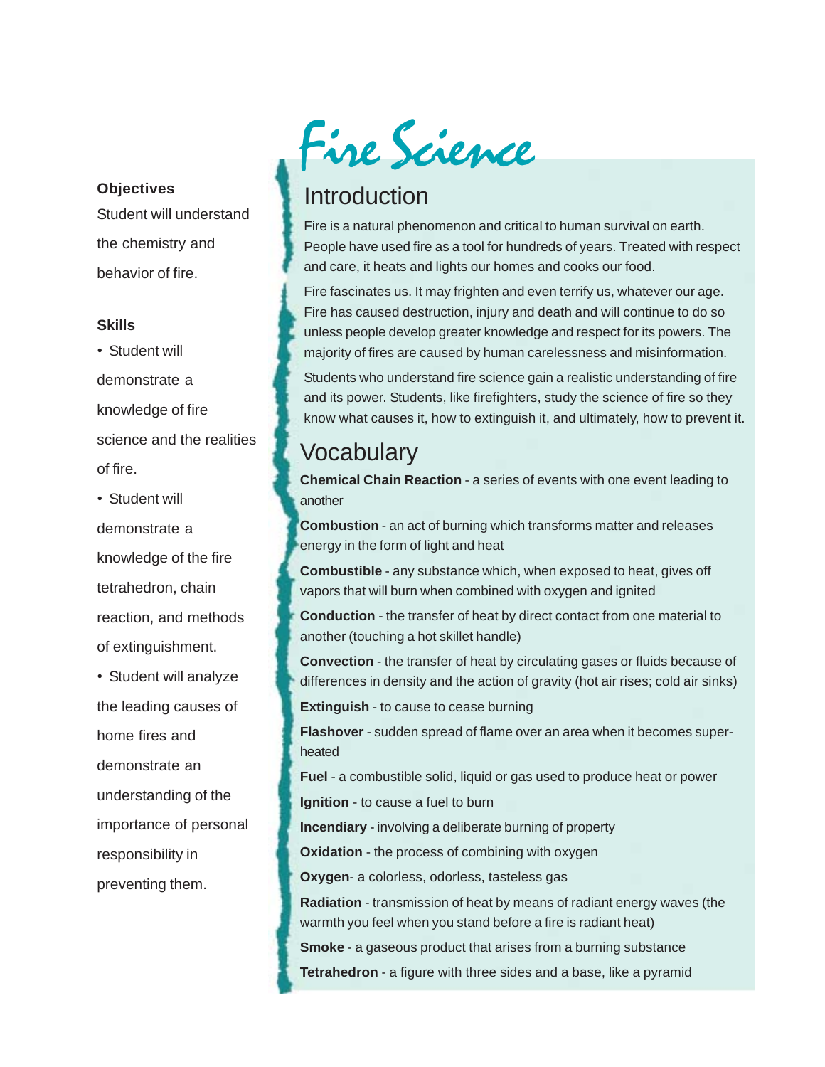# Fire Science

**Objectives**

Student will understand the chemistry and behavior of fire.

**Skills**

- Student will demonstrate a knowledge of fire science and the realities of fire.
- Student will demonstrate a knowledge of the fire tetrahedron, chain reaction, and methods of extinguishment.
- Student will analyze the leading causes of home fires and demonstrate an understanding of the importance of personal responsibility in preventing them.

## Introduction

Fire is a natural phenomenon and critical to human survival on earth. People have used fire as a tool for hundreds of years. Treated with respect and care, it heats and lights our homes and cooks our food.

Fire fascinates us. It may frighten and even terrify us, whatever our age. Fire has caused destruction, injury and death and will continue to do so unless people develop greater knowledge and respect for its powers. The majority of fires are caused by human carelessness and misinformation.

Students who understand fire science gain a realistic understanding of fire and its power. Students, like firefighters, study the science of fire so they know what causes it, how to extinguish it, and ultimately, how to prevent it.

## Vocabulary

**Chemical Chain Reaction** - a series of events with one event leading to another

**Combustion** - an act of burning which transforms matter and releases energy in the form of light and heat

**Combustible** - any substance which, when exposed to heat, gives off vapors that will burn when combined with oxygen and ignited

**Conduction** - the transfer of heat by direct contact from one material to another (touching a hot skillet handle)

**Convection** - the transfer of heat by circulating gases or fluids because of differences in density and the action of gravity (hot air rises; cold air sinks)

**Extinguish** - to cause to cease burning

**Flashover** - sudden spread of flame over an area when it becomes super-heated

**Fuel** - a combustible solid, liquid or gas used to produce heat or power

**Ignition** - to cause a fuel to burn

**Incendiary** - involving a deliberate burning of property

**Oxidation** - the process of combining with oxygen

**Oxygen**- a colorless, odorless, tasteless gas

**Radiation** - transmission of heat by means of radiant energy waves (the warmth you feel when you stand before a fire is radiant heat)

**Smoke** - a gaseous product that arises from a burning substance

**Tetrahedron** - a figure with three sides and a base, like a pyramid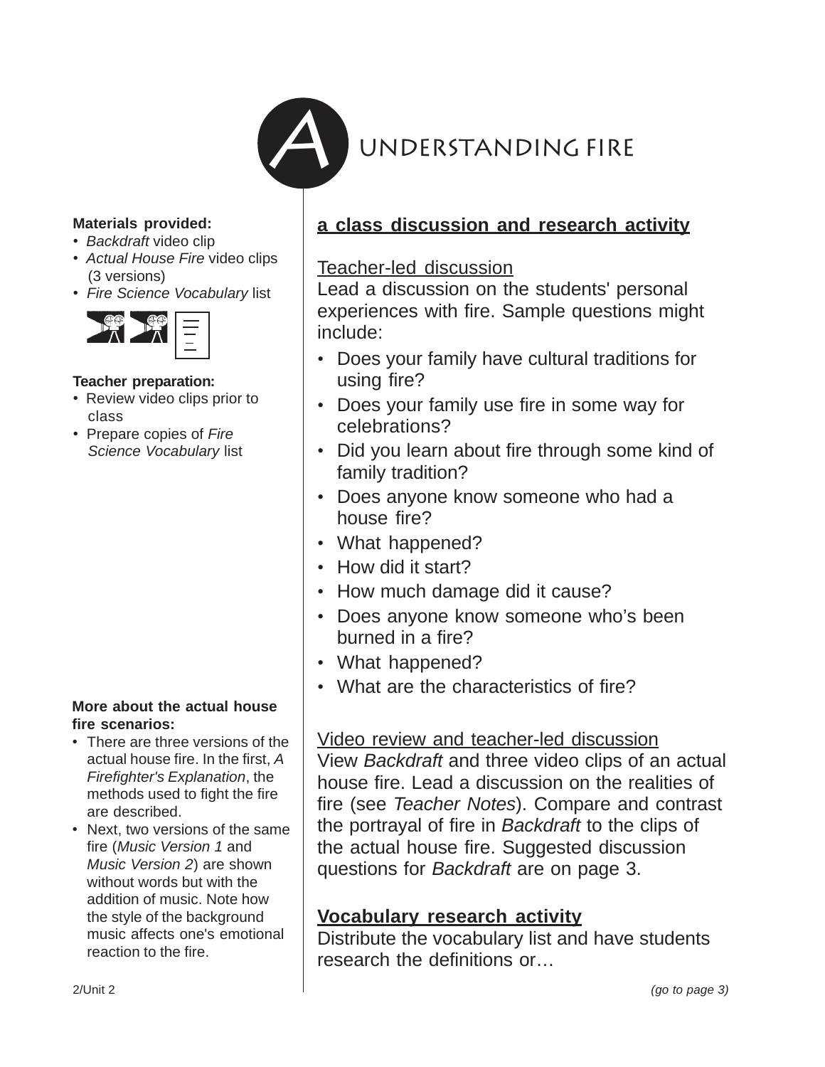# A UNDERSTANDING FIRE

**Materials provided:**

- *Backdraft* video clip
- *Actual House Fire* video clips (3 versions)
- *Fire Science Vocabulary* list

**Teacher preparation:**

- Review video clips prior to class
- Prepare copies of *Fire Science Vocabulary* list

**More about the actual house fire scenarios:**

- There are three versions of the actual house fire. In the first, *A Firefighter's Explanation*, the methods used to fight the fire are described.
- Next, two versions of the same fire (*Music Version 1* and *Music Version 2*) are shown without words but with the addition of music. Note how the style of the background music affects one's emotional reaction to the fire.

## a class discussion and research activity

Teacher-led discussion

Lead a discussion on the students' personal experiences with fire. Sample questions might include:

- Does your family have cultural traditions for using fire?
- Does your family use fire in some way for celebrations?
- Did you learn about fire through some kind of family tradition?
- Does anyone know someone who had a house fire?
- What happened?
- How did it start?
- How much damage did it cause?
- Does anyone know someone who's been burned in a fire?
- What happened?
- What are the characteristics of fire?

Video review and teacher-led discussion

View *Backdraft* and three video clips of an actual house fire. Lead a discussion on the realities of fire (see *Teacher Notes*). Compare and contrast the portrayal of fire in *Backdraft* to the clips of the actual house fire. Suggested discussion questions for *Backdraft* are on page 3.

**Vocabulary research activity**

Distribute the vocabulary list and have students research the definitions or…

*(go to page 3)*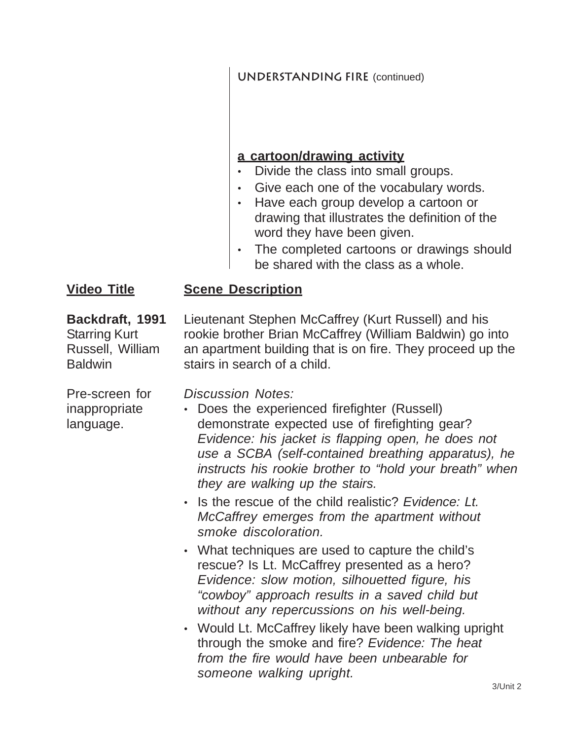## UNDERSTANDING FIRE (continued)

**a cartoon/drawing activity**

- Divide the class into small groups.
- Give each one of the vocabulary words.
- Have each group develop a cartoon or drawing that illustrates the definition of the word they have been given.
- The completed cartoons or drawings should be shared with the class as a whole.

| Video Title | Scene Description |
|---|---|
| **Backdraft, 1991** Starring Kurt Russell, William Baldwin<br><br>Pre-screen for inappropriate language. | Lieutenant Stephen McCaffrey (Kurt Russell) and his rookie brother Brian McCaffrey (William Baldwin) go into an apartment building that is on fire. They proceed up the stairs in search of a child.<br><br>*Discussion Notes:*<br>• Does the experienced firefighter (Russell) demonstrate expected use of firefighting gear? *Evidence: his jacket is flapping open, he does not use a SCBA (self-contained breathing apparatus), he instructs his rookie brother to "hold your breath" when they are walking up the stairs.*<br>• Is the rescue of the child realistic? *Evidence: Lt. McCaffrey emerges from the apartment without smoke discoloration.*<br>• What techniques are used to capture the child's rescue? Is Lt. McCaffrey presented as a hero? *Evidence: slow motion, silhouetted figure, his "cowboy" approach results in a saved child but without any repercussions on his well-being.*<br>• Would Lt. McCaffrey likely have been walking upright through the smoke and fire? *Evidence: The heat from the fire would have been unbearable for someone walking upright.* |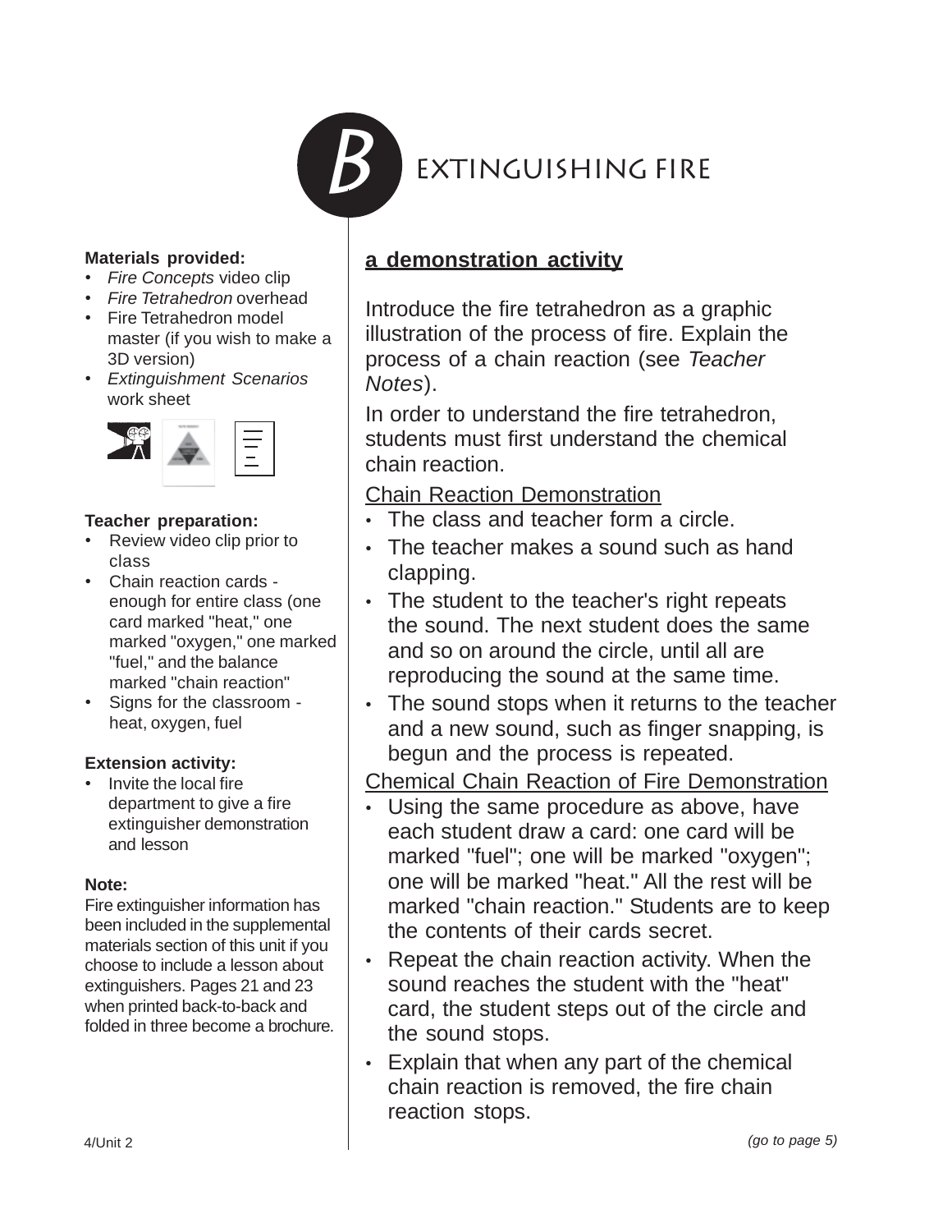# B EXTINGUISHING FIRE

**Materials provided:**

- *Fire Concepts* video clip
- *Fire Tetrahedron* overhead
- Fire Tetrahedron model master (if you wish to make a 3D version)
- *Extinguishment Scenarios* work sheet

**Teacher preparation:**

- Review video clip prior to class
- Chain reaction cards - enough for entire class (one card marked "heat," one marked "oxygen," one marked "fuel," and the balance marked "chain reaction"
- Signs for the classroom - heat, oxygen, fuel

**Extension activity:**

- Invite the local fire department to give a fire extinguisher demonstration and lesson

**Note:**

Fire extinguisher information has been included in the supplemental materials section of this unit if you choose to include a lesson about extinguishers. Pages 21 and 23 when printed back-to-back and folded in three become a brochure.

## a demonstration activity

Introduce the fire tetrahedron as a graphic illustration of the process of fire. Explain the process of a chain reaction (see *Teacher Notes*).

In order to understand the fire tetrahedron, students must first understand the chemical chain reaction.

Chain Reaction Demonstration

- The class and teacher form a circle.
- The teacher makes a sound such as hand clapping.
- The student to the teacher's right repeats the sound. The next student does the same and so on around the circle, until all are reproducing the sound at the same time.
- The sound stops when it returns to the teacher and a new sound, such as finger snapping, is begun and the process is repeated.

Chemical Chain Reaction of Fire Demonstration

- Using the same procedure as above, have each student draw a card: one card will be marked "fuel"; one will be marked "oxygen"; one will be marked "heat." All the rest will be marked "chain reaction." Students are to keep the contents of their cards secret.
- Repeat the chain reaction activity. When the sound reaches the student with the "heat" card, the student steps out of the circle and the sound stops.
- Explain that when any part of the chemical chain reaction is removed, the fire chain reaction stops.

*(go to page 5)*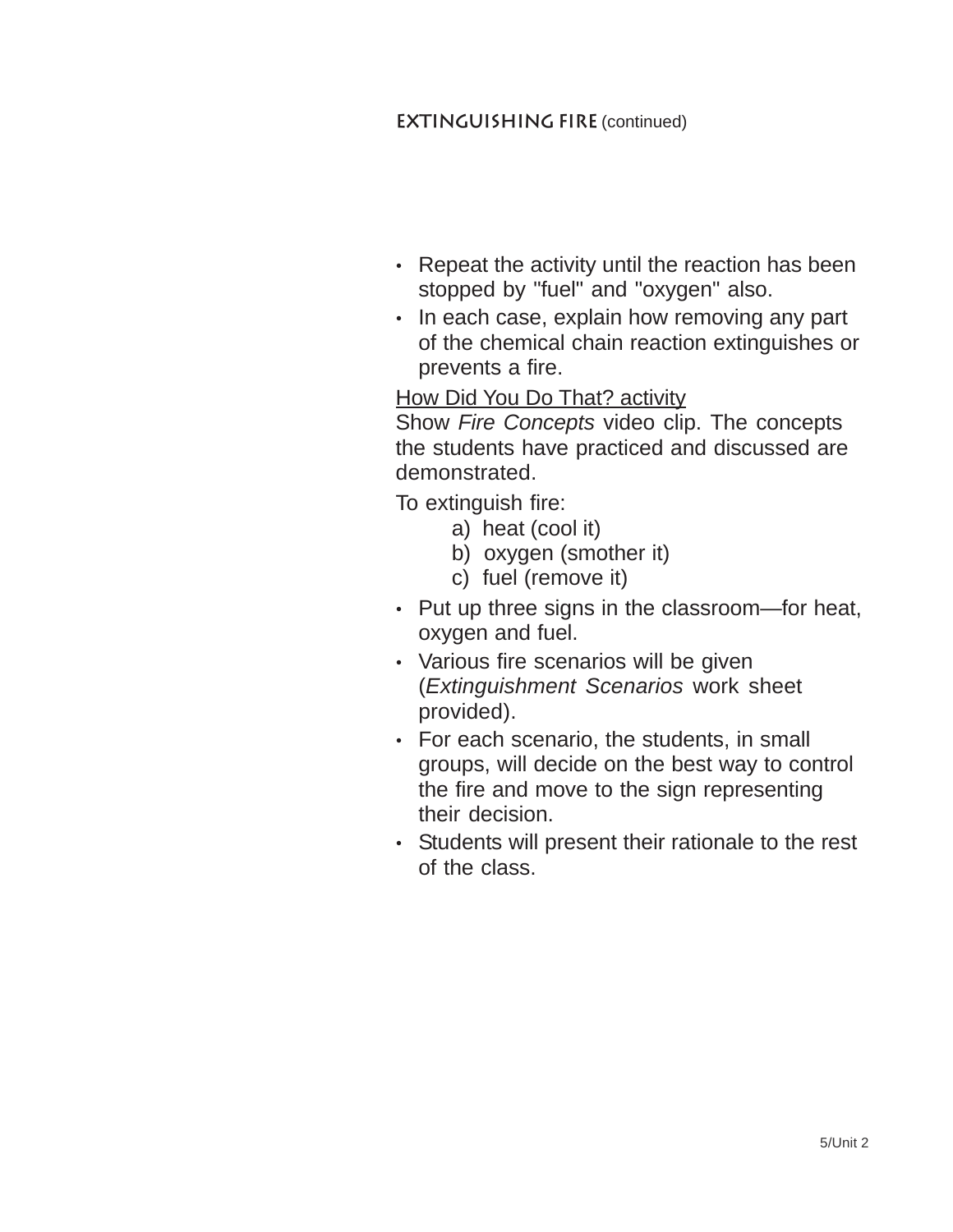## EXTINGUISHING FIRE (continued)

- Repeat the activity until the reaction has been stopped by "fuel" and "oxygen" also.
- In each case, explain how removing any part of the chemical chain reaction extinguishes or prevents a fire.

<u>How Did You Do That? activity</u>

Show *Fire Concepts* video clip. The concepts the students have practiced and discussed are demonstrated.

To extinguish fire:

a) heat (cool it)
b) oxygen (smother it)
c) fuel (remove it)

- Put up three signs in the classroom—for heat, oxygen and fuel.
- Various fire scenarios will be given (*Extinguishment Scenarios* work sheet provided).
- For each scenario, the students, in small groups, will decide on the best way to control the fire and move to the sign representing their decision.
- Students will present their rationale to the rest of the class.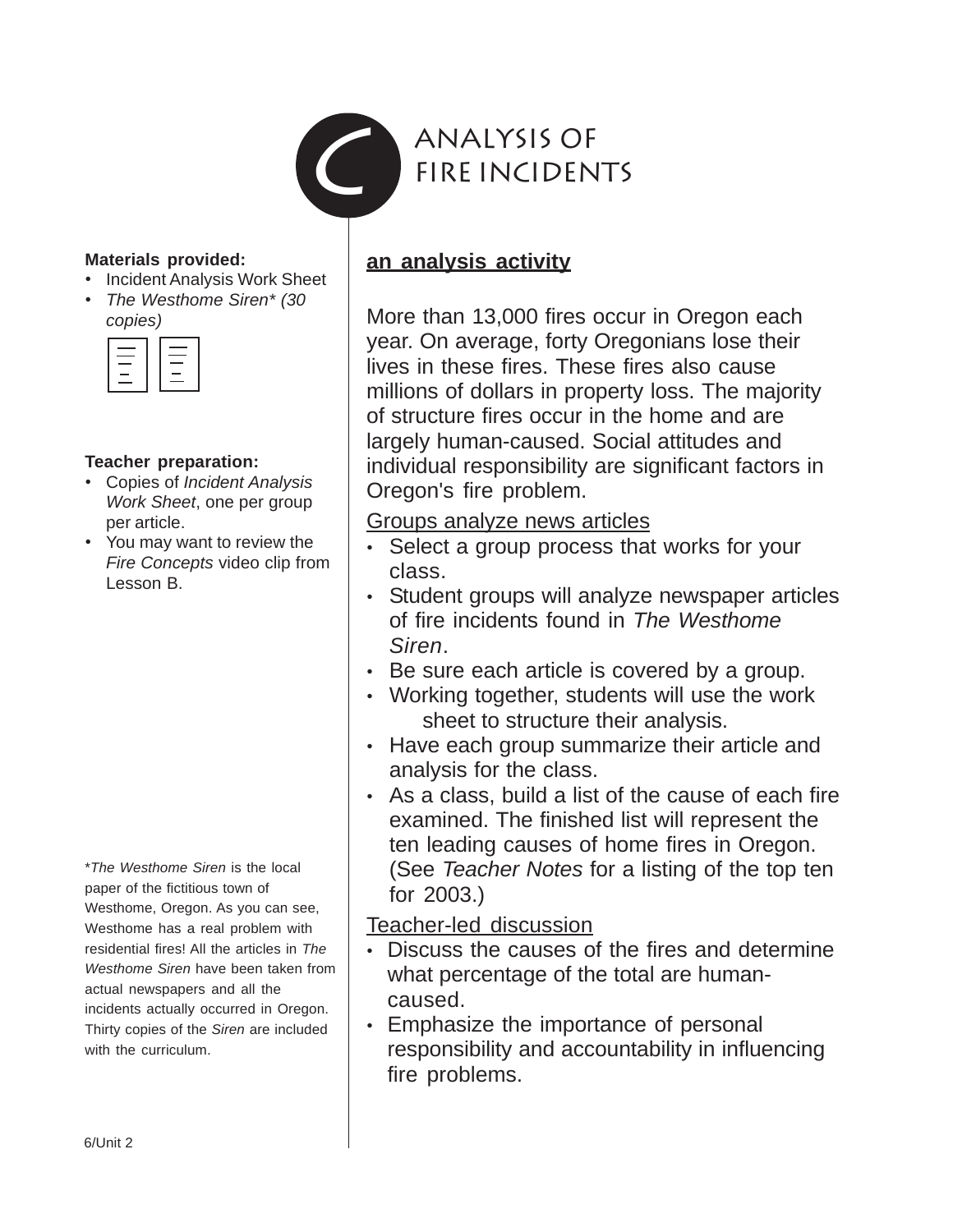# C ANALYSIS OF FIRE INCIDENTS

**Materials provided:**

- Incident Analysis Work Sheet
- *The Westhome Siren\* (30 copies)*

**Teacher preparation:**

- Copies of *Incident Analysis Work Sheet*, one per group per article.
- You may want to review the *Fire Concepts* video clip from Lesson B.

\**The Westhome Siren* is the local paper of the fictitious town of Westhome, Oregon. As you can see, Westhome has a real problem with residential fires! All the articles in *The Westhome Siren* have been taken from actual newspapers and all the incidents actually occurred in Oregon. Thirty copies of the *Siren* are included with the curriculum.

## **an analysis activity**

More than 13,000 fires occur in Oregon each year. On average, forty Oregonians lose their lives in these fires. These fires also cause millions of dollars in property loss. The majority of structure fires occur in the home and are largely human-caused. Social attitudes and individual responsibility are significant factors in Oregon's fire problem.

### Groups analyze news articles

- Select a group process that works for your class.
- Student groups will analyze newspaper articles of fire incidents found in *The Westhome Siren*.
- Be sure each article is covered by a group.
- Working together, students will use the work sheet to structure their analysis.
- Have each group summarize their article and analysis for the class.
- As a class, build a list of the cause of each fire examined. The finished list will represent the ten leading causes of home fires in Oregon. (See *Teacher Notes* for a listing of the top ten for 2003.)

### Teacher-led discussion

- Discuss the causes of the fires and determine what percentage of the total are human-caused.
- Emphasize the importance of personal responsibility and accountability in influencing fire problems.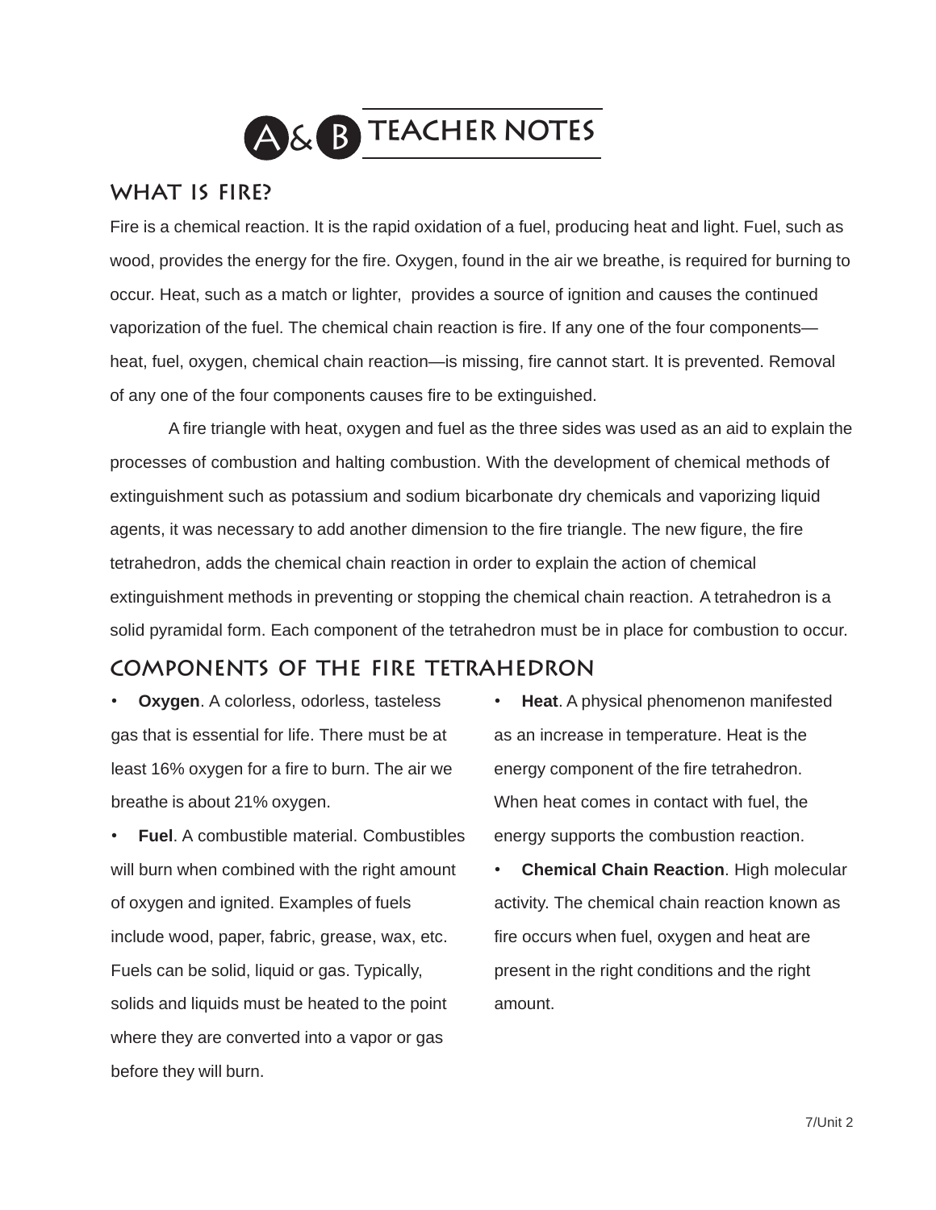# A & B TEACHER NOTES

## WHAT IS FIRE?

Fire is a chemical reaction. It is the rapid oxidation of a fuel, producing heat and light. Fuel, such as wood, provides the energy for the fire. Oxygen, found in the air we breathe, is required for burning to occur. Heat, such as a match or lighter, provides a source of ignition and causes the continued vaporization of the fuel. The chemical chain reaction is fire. If any one of the four components—heat, fuel, oxygen, chemical chain reaction—is missing, fire cannot start. It is prevented. Removal of any one of the four components causes fire to be extinguished.

A fire triangle with heat, oxygen and fuel as the three sides was used as an aid to explain the processes of combustion and halting combustion. With the development of chemical methods of extinguishment such as potassium and sodium bicarbonate dry chemicals and vaporizing liquid agents, it was necessary to add another dimension to the fire triangle. The new figure, the fire tetrahedron, adds the chemical chain reaction in order to explain the action of chemical extinguishment methods in preventing or stopping the chemical chain reaction. A tetrahedron is a solid pyramidal form. Each component of the tetrahedron must be in place for combustion to occur.

## COMPONENTS OF THE FIRE TETRAHEDRON

- **Oxygen**. A colorless, odorless, tasteless gas that is essential for life. There must be at least 16% oxygen for a fire to burn. The air we breathe is about 21% oxygen.
- **Fuel**. A combustible material. Combustibles will burn when combined with the right amount of oxygen and ignited. Examples of fuels include wood, paper, fabric, grease, wax, etc. Fuels can be solid, liquid or gas. Typically, solids and liquids must be heated to the point where they are converted into a vapor or gas before they will burn.
- **Heat**. A physical phenomenon manifested as an increase in temperature. Heat is the energy component of the fire tetrahedron. When heat comes in contact with fuel, the energy supports the combustion reaction.
- **Chemical Chain Reaction**. High molecular activity. The chemical chain reaction known as fire occurs when fuel, oxygen and heat are present in the right conditions and the right amount.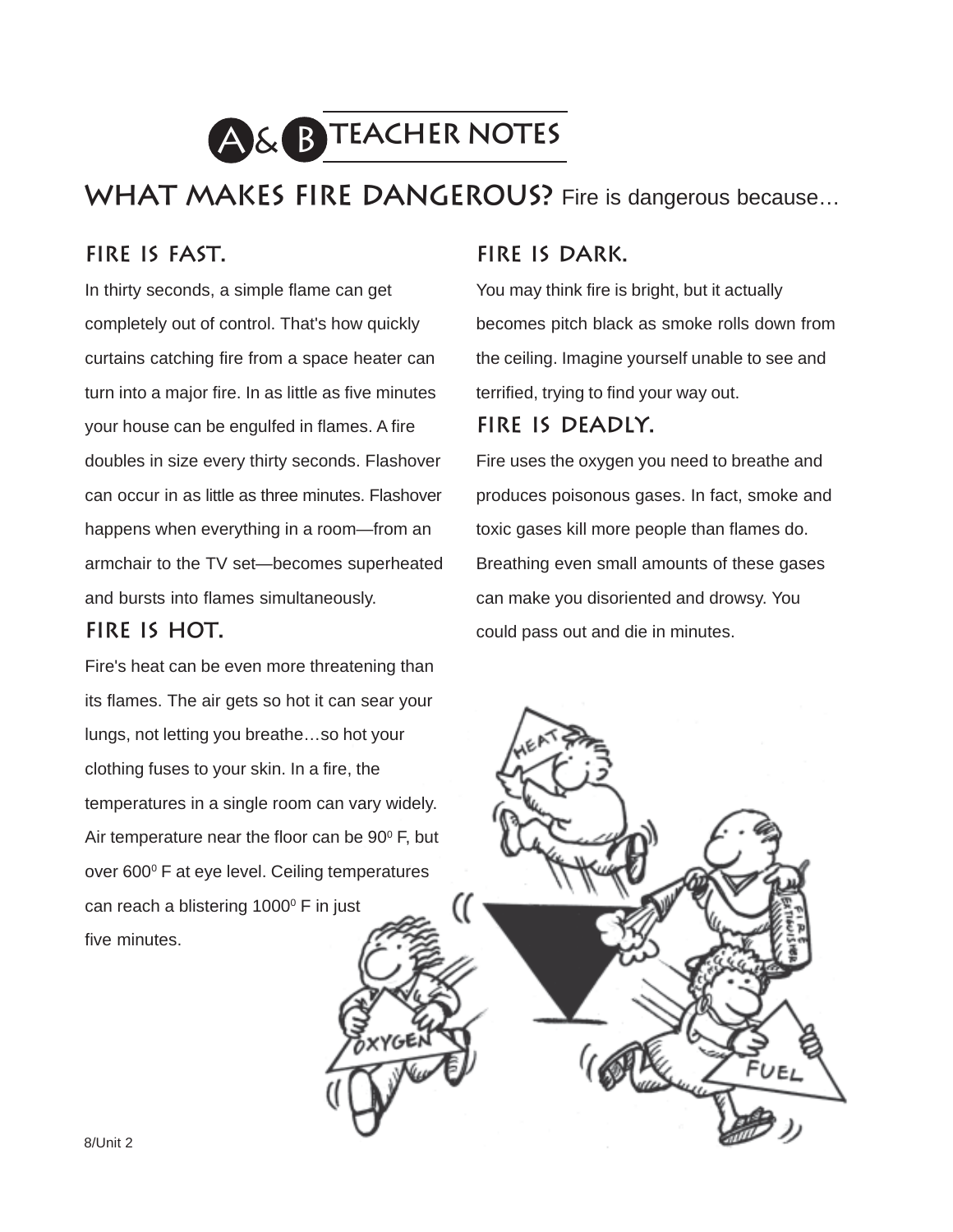# A & B TEACHER NOTES

## WHAT MAKES FIRE DANGEROUS? Fire is dangerous because…

### FIRE IS FAST.

In thirty seconds, a simple flame can get completely out of control. That's how quickly curtains catching fire from a space heater can turn into a major fire. In as little as five minutes your house can be engulfed in flames. A fire doubles in size every thirty seconds. Flashover can occur in as little as three minutes. Flashover happens when everything in a room—from an armchair to the TV set—becomes superheated and bursts into flames simultaneously.

### FIRE IS HOT.

Fire's heat can be even more threatening than its flames. The air gets so hot it can sear your lungs, not letting you breathe…so hot your clothing fuses to your skin. In a fire, the temperatures in a single room can vary widely. Air temperature near the floor can be $90^0$ F, but over $600^0$ F at eye level. Ceiling temperatures can reach a blistering $1000^0$ F in just five minutes.

### FIRE IS DARK.

You may think fire is bright, but it actually becomes pitch black as smoke rolls down from the ceiling. Imagine yourself unable to see and terrified, trying to find your way out.

### FIRE IS DEADLY.

Fire uses the oxygen you need to breathe and produces poisonous gases. In fact, smoke and toxic gases kill more people than flames do. Breathing even small amounts of these gases can make you disoriented and drowsy. You could pass out and die in minutes.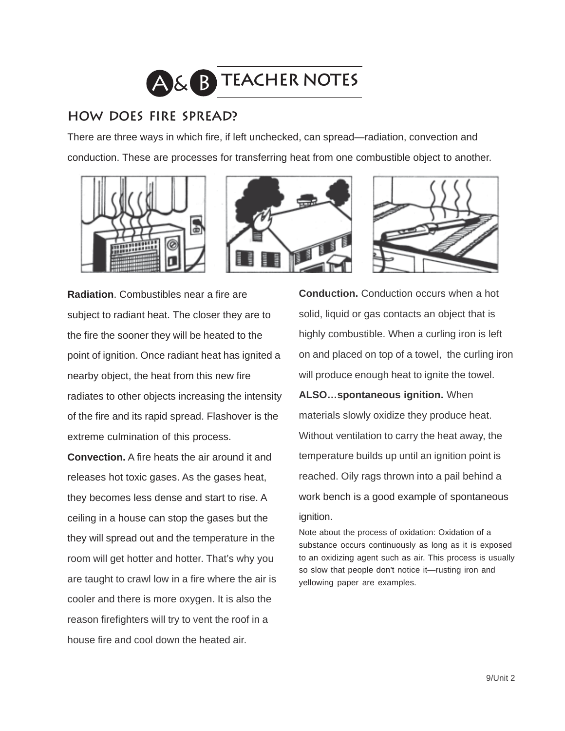# A & B TEACHER NOTES

## HOW DOES FIRE SPREAD?

There are three ways in which fire, if left unchecked, can spread—radiation, convection and conduction. These are processes for transferring heat from one combustible object to another.

**Radiation**. Combustibles near a fire are subject to radiant heat. The closer they are to the fire the sooner they will be heated to the point of ignition. Once radiant heat has ignited a nearby object, the heat from this new fire radiates to other objects increasing the intensity of the fire and its rapid spread. Flashover is the extreme culmination of this process.

**Convection.** A fire heats the air around it and releases hot toxic gases. As the gases heat, they becomes less dense and start to rise. A ceiling in a house can stop the gases but the they will spread out and the temperature in the room will get hotter and hotter. That's why you are taught to crawl low in a fire where the air is cooler and there is more oxygen. It is also the reason firefighters will try to vent the roof in a house fire and cool down the heated air.

**Conduction.** Conduction occurs when a hot solid, liquid or gas contacts an object that is highly combustible. When a curling iron is left on and placed on top of a towel, the curling iron will produce enough heat to ignite the towel.

**ALSO…spontaneous ignition.** When materials slowly oxidize they produce heat. Without ventilation to carry the heat away, the temperature builds up until an ignition point is reached. Oily rags thrown into a pail behind a work bench is a good example of spontaneous ignition.

Note about the process of oxidation: Oxidation of a substance occurs continuously as long as it is exposed to an oxidizing agent such as air. This process is usually so slow that people don't notice it—rusting iron and yellowing paper are examples.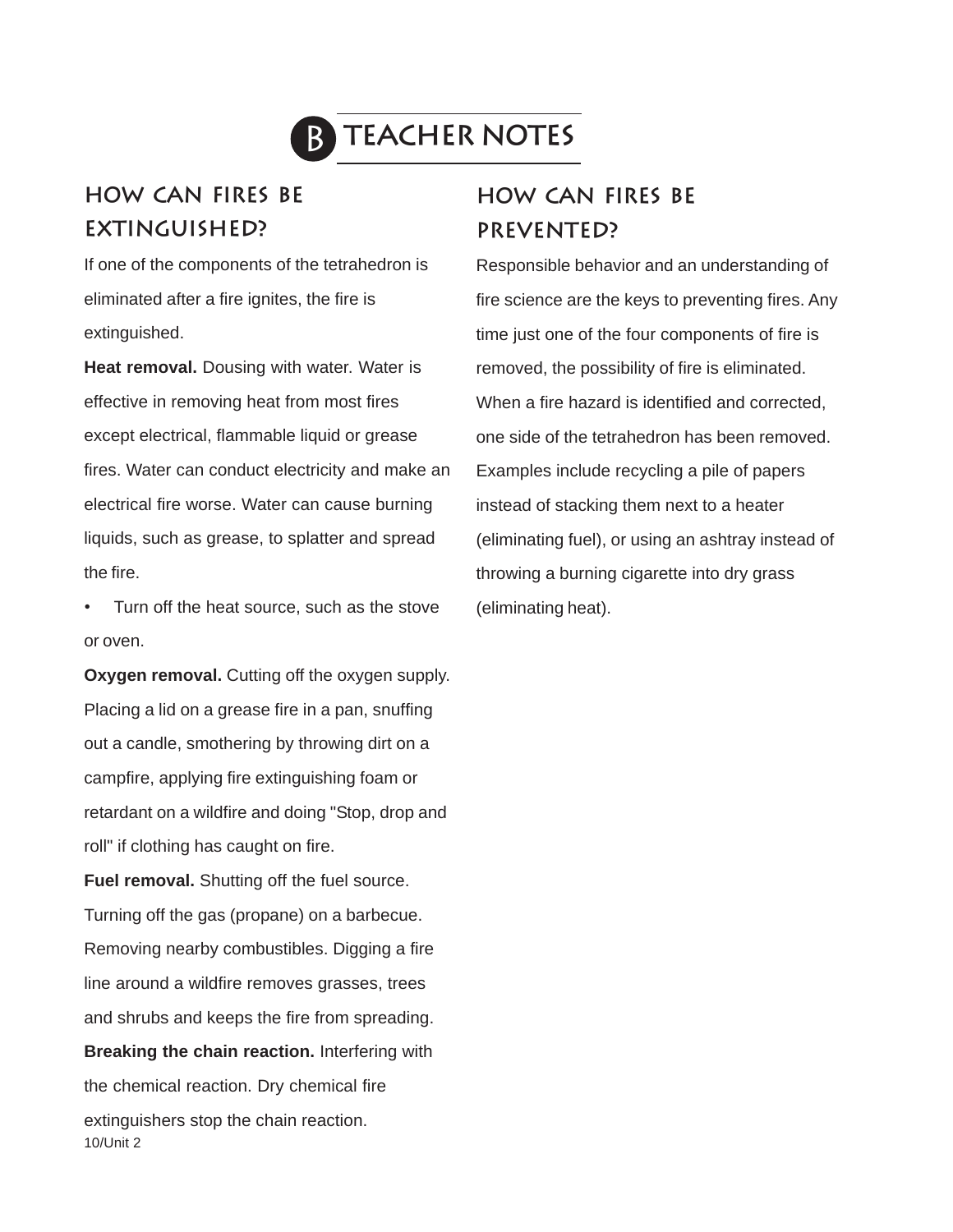# B TEACHER NOTES

## HOW CAN FIRES BE EXTINGUISHED?

If one of the components of the tetrahedron is eliminated after a fire ignites, the fire is extinguished.

**Heat removal.** Dousing with water. Water is effective in removing heat from most fires except electrical, flammable liquid or grease fires. Water can conduct electricity and make an electrical fire worse. Water can cause burning liquids, such as grease, to splatter and spread the fire.

- Turn off the heat source, such as the stove or oven.

**Oxygen removal.** Cutting off the oxygen supply. Placing a lid on a grease fire in a pan, snuffing out a candle, smothering by throwing dirt on a campfire, applying fire extinguishing foam or retardant on a wildfire and doing "Stop, drop and roll" if clothing has caught on fire.

**Fuel removal.** Shutting off the fuel source. Turning off the gas (propane) on a barbecue. Removing nearby combustibles. Digging a fire line around a wildfire removes grasses, trees and shrubs and keeps the fire from spreading.

**Breaking the chain reaction.** Interfering with the chemical reaction. Dry chemical fire extinguishers stop the chain reaction.

## HOW CAN FIRES BE PREVENTED?

Responsible behavior and an understanding of fire science are the keys to preventing fires. Any time just one of the four components of fire is removed, the possibility of fire is eliminated. When a fire hazard is identified and corrected, one side of the tetrahedron has been removed. Examples include recycling a pile of papers instead of stacking them next to a heater (eliminating fuel), or using an ashtray instead of throwing a burning cigarette into dry grass (eliminating heat).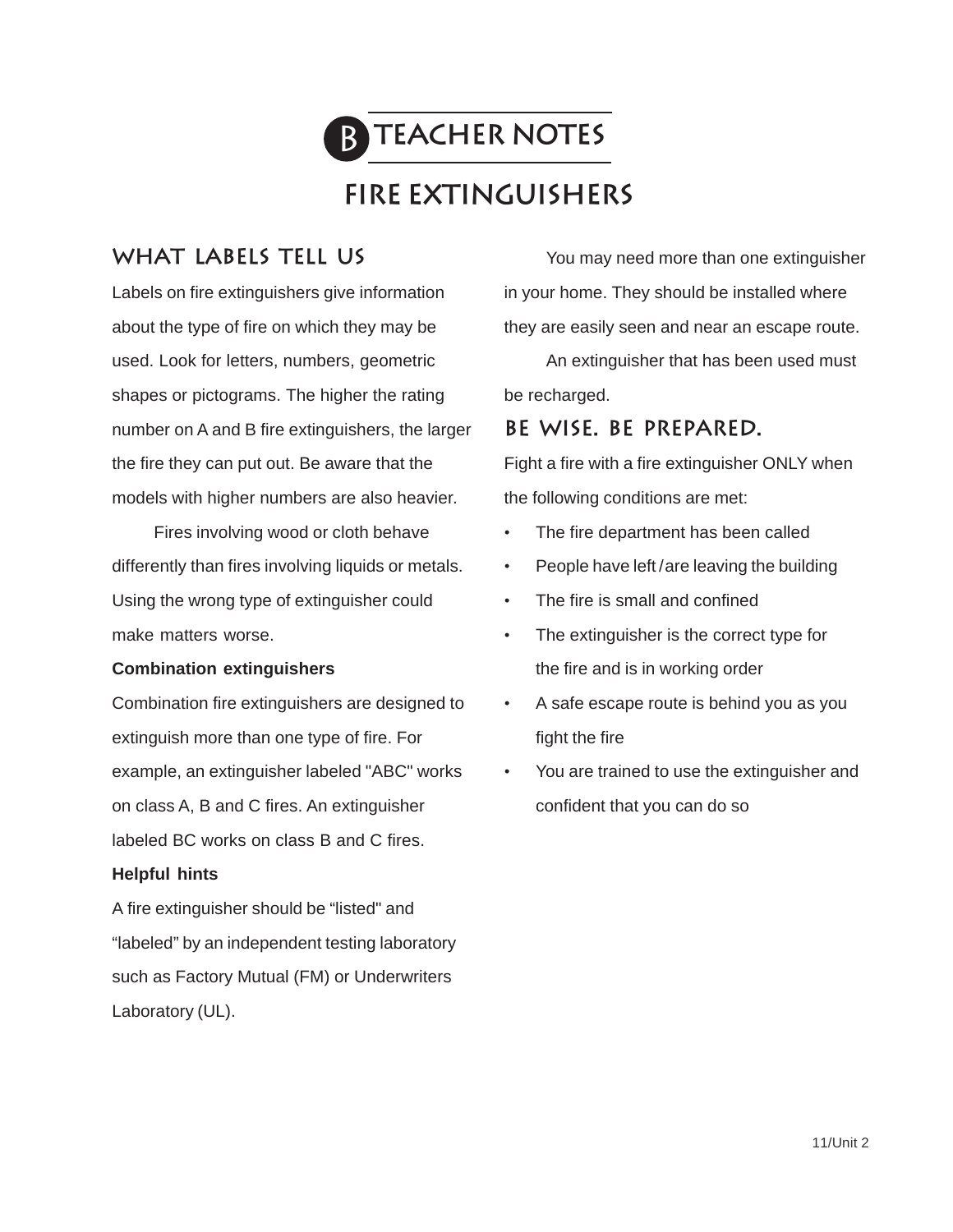# B TEACHER NOTES

## FIRE EXTINGUISHERS

### WHAT LABELS TELL US

Labels on fire extinguishers give information about the type of fire on which they may be used. Look for letters, numbers, geometric shapes or pictograms. The higher the rating number on A and B fire extinguishers, the larger the fire they can put out. Be aware that the models with higher numbers are also heavier.

Fires involving wood or cloth behave differently than fires involving liquids or metals. Using the wrong type of extinguisher could make matters worse.

**Combination extinguishers**

Combination fire extinguishers are designed to extinguish more than one type of fire. For example, an extinguisher labeled "ABC" works on class A, B and C fires. An extinguisher labeled BC works on class B and C fires.

**Helpful hints**

A fire extinguisher should be “listed" and “labeled” by an independent testing laboratory such as Factory Mutual (FM) or Underwriters Laboratory (UL).

You may need more than one extinguisher in your home. They should be installed where they are easily seen and near an escape route.

An extinguisher that has been used must be recharged.

### BE WISE. BE PREPARED.

Fight a fire with a fire extinguisher ONLY when the following conditions are met:

- The fire department has been called
- People have left / are leaving the building
- The fire is small and confined
- The extinguisher is the correct type for the fire and is in working order
- A safe escape route is behind you as you fight the fire
- You are trained to use the extinguisher and confident that you can do so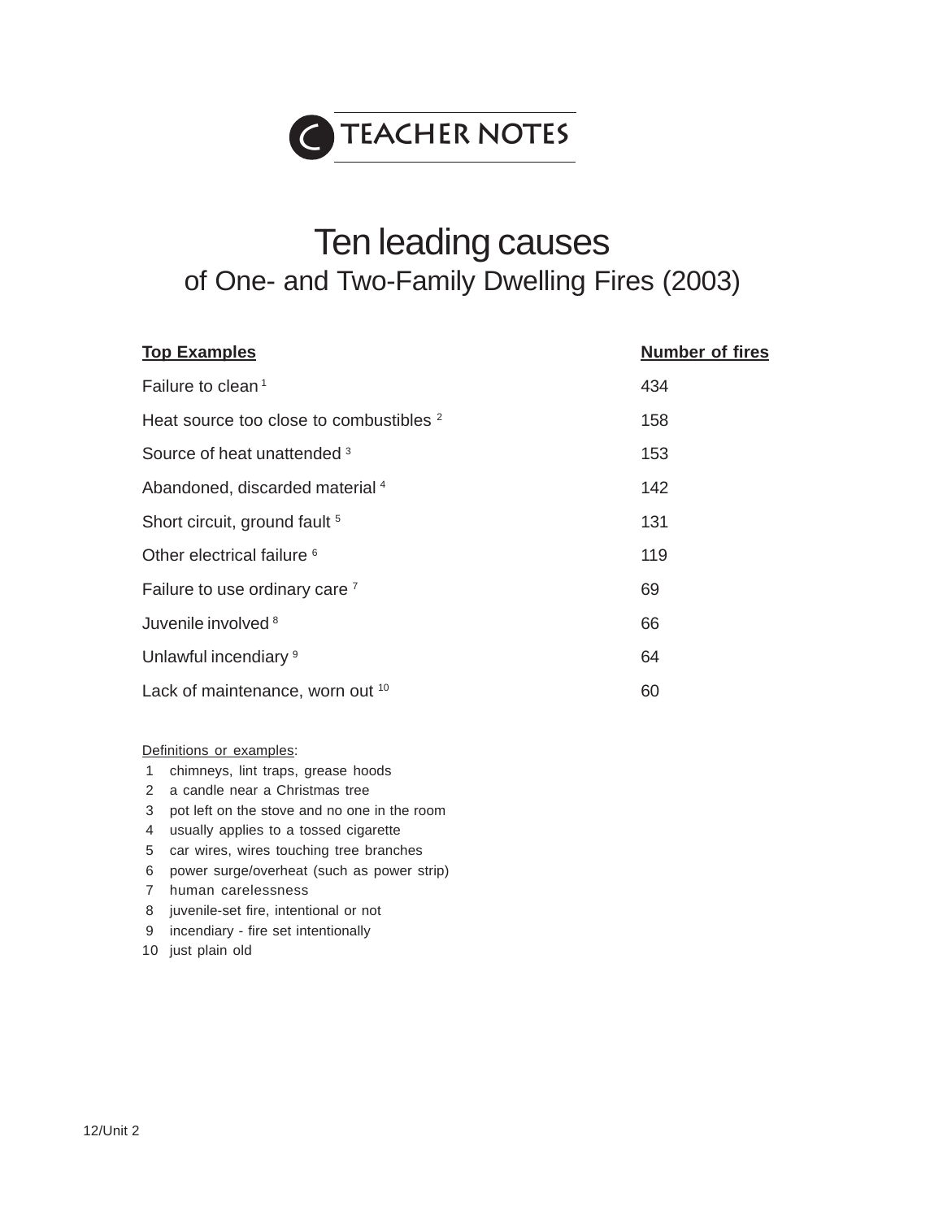TEACHER NOTES

# Ten leading causes

## of One- and Two-Family Dwelling Fires (2003)

| Top Examples | Number of fires |
|---|---|
| Failure to clean [1] | 434 |
| Heat source too close to combustibles [2] | 158 |
| Source of heat unattended [3] | 153 |
| Abandoned, discarded material [4] | 142 |
| Short circuit, ground fault [5] | 131 |
| Other electrical failure [6] | 119 |
| Failure to use ordinary care [7] | 69 |
| Juvenile involved [8] | 66 |
| Unlawful incendiary [9] | 64 |
| Lack of maintenance, worn out [10] | 60 |

Definitions or examples:

1. chimneys, lint traps, grease hoods
2. a candle near a Christmas tree
3. pot left on the stove and no one in the room
4. usually applies to a tossed cigarette
5. car wires, wires touching tree branches
6. power surge/overheat (such as power strip)
7. human carelessness
8. juvenile-set fire, intentional or not
9. incendiary - fire set intentionally
10. just plain old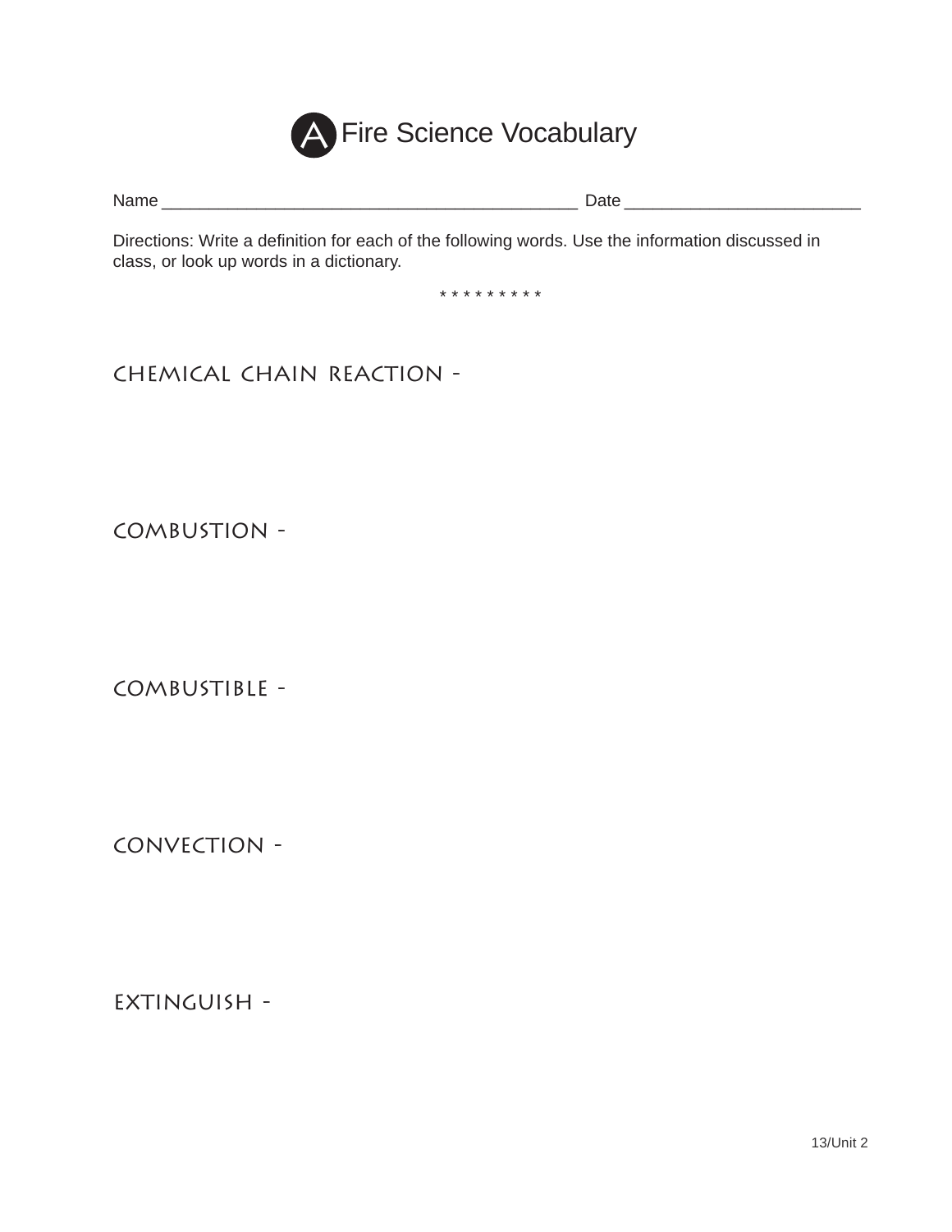# A Fire Science Vocabulary

Name _____________________________________________ Date _________________________

Directions: Write a definition for each of the following words. Use the information discussed in class, or look up words in a dictionary.

* * * * * * * * *

CHEMICAL CHAIN REACTION -

COMBUSTION -

COMBUSTIBLE -

CONVECTION -

EXTINGUISH -

13/Unit 2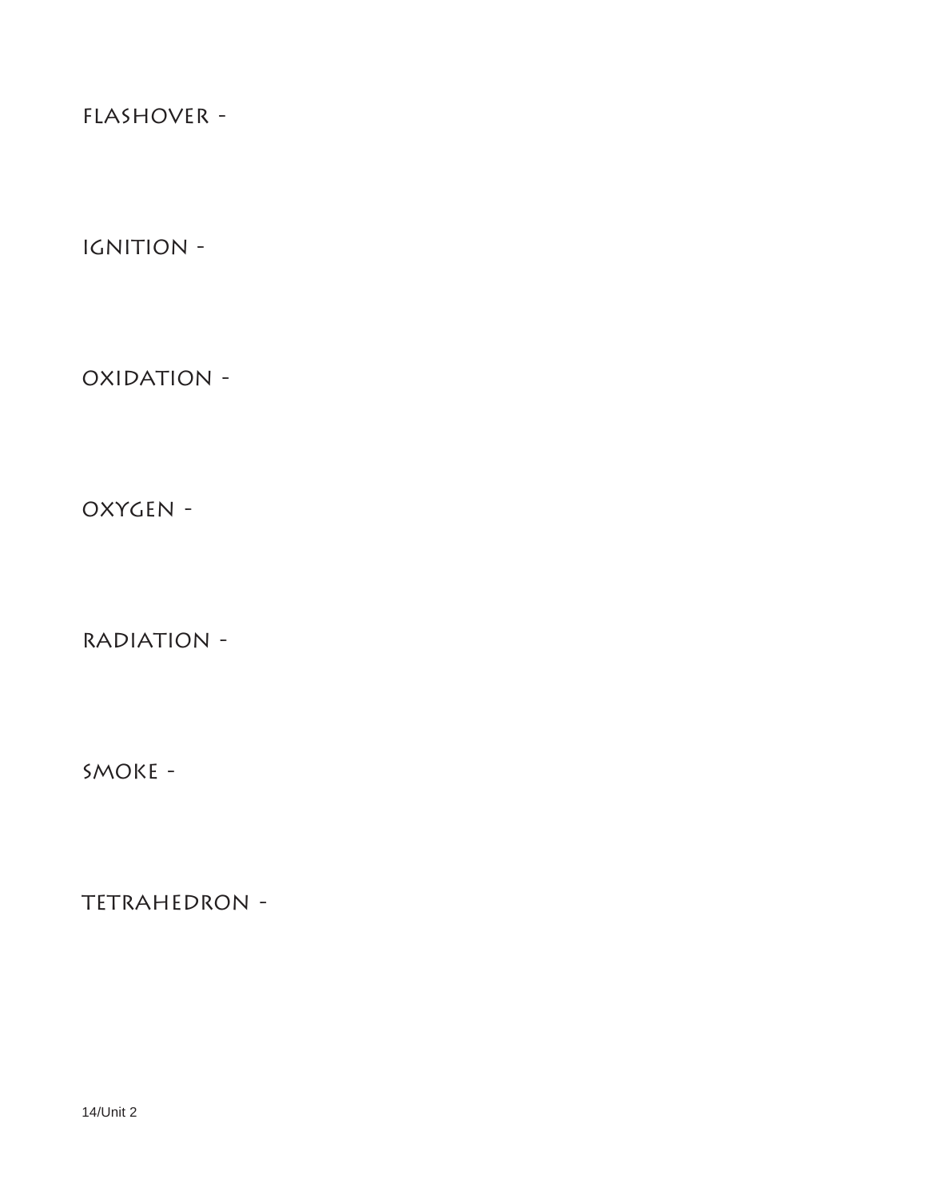FLASHOVER -

IGNITION -

OXIDATION -

OXYGEN -

RADIATION -

SMOKE -

TETRAHEDRON -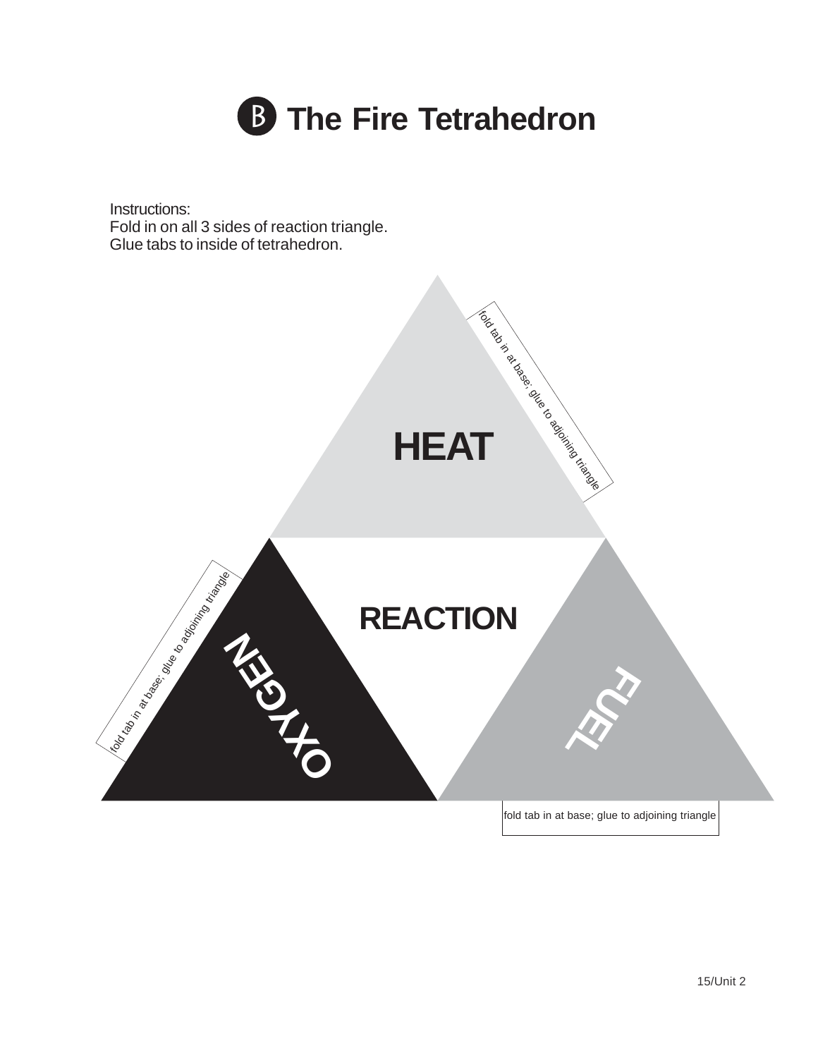# Ⓑ The Fire Tetrahedron

Instructions:
Fold in on all 3 sides of reaction triangle.
Glue tabs to inside of tetrahedron.

HEAT

fold tab in at base; glue to adjoining triangle

REACTION

OXYGEN

fold tab in at base; glue to adjoining triangle

FUEL

fold tab in at base; glue to adjoining triangle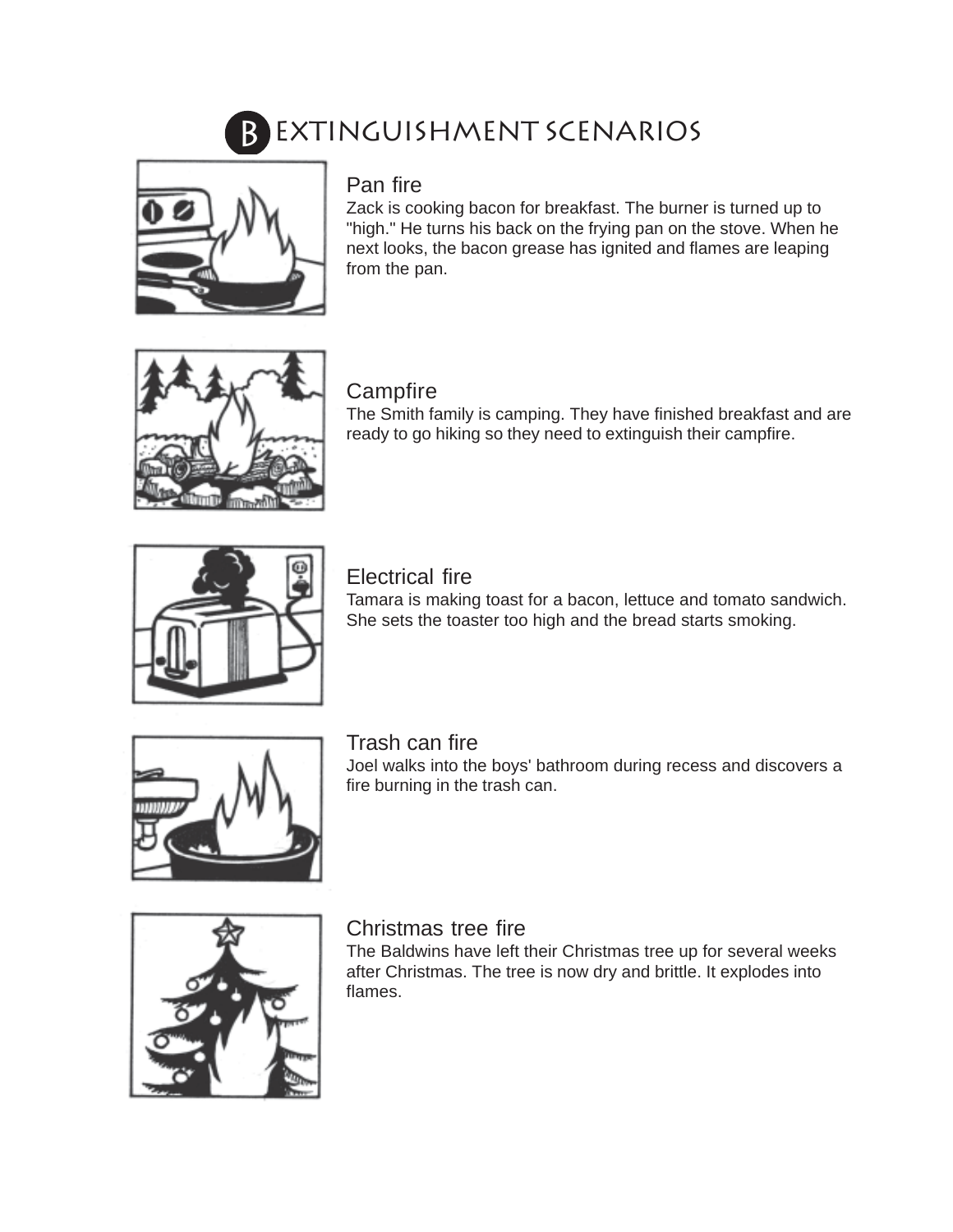# B EXTINGUISHMENT SCENARIOS

### Pan fire

Zack is cooking bacon for breakfast. The burner is turned up to "high." He turns his back on the frying pan on the stove. When he next looks, the bacon grease has ignited and flames are leaping from the pan.

### Campfire

The Smith family is camping. They have finished breakfast and are ready to go hiking so they need to extinguish their campfire.

### Electrical fire

Tamara is making toast for a bacon, lettuce and tomato sandwich. She sets the toaster too high and the bread starts smoking.

### Trash can fire

Joel walks into the boys' bathroom during recess and discovers a fire burning in the trash can.

### Christmas tree fire

The Baldwins have left their Christmas tree up for several weeks after Christmas. The tree is now dry and brittle. It explodes into flames.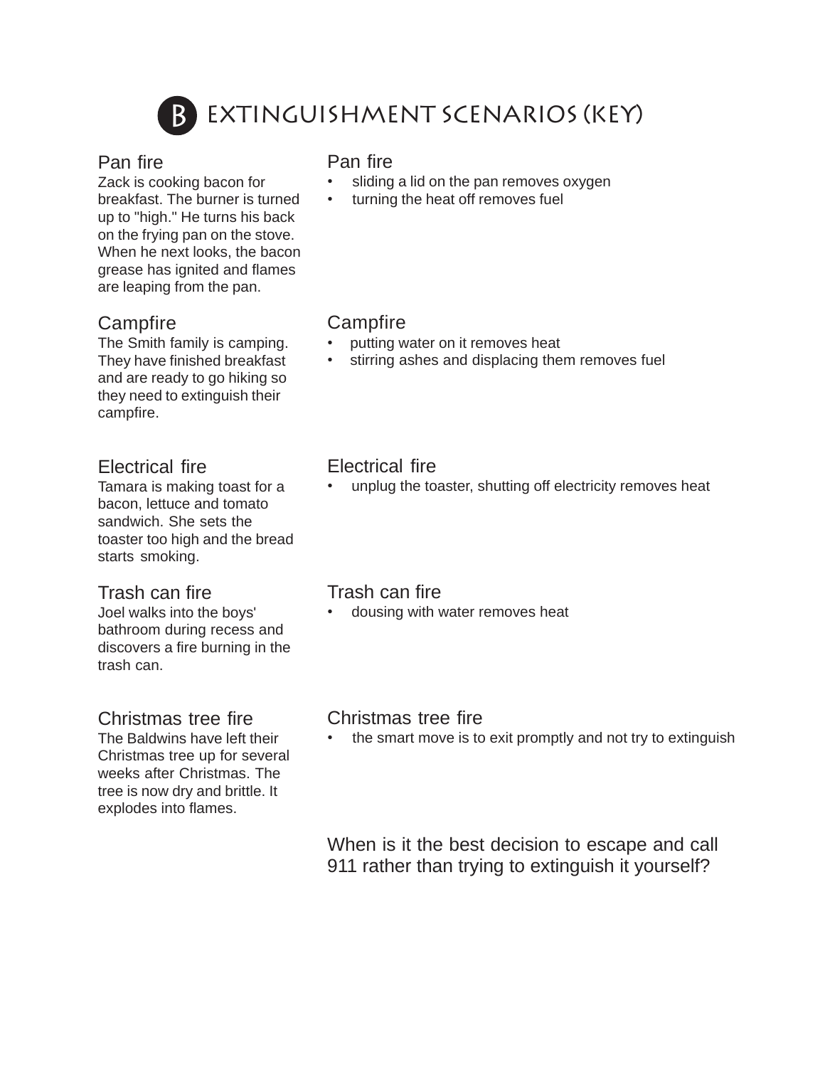# B EXTINGUISHMENT SCENARIOS (KEY)

### Pan fire

Zack is cooking bacon for breakfast. The burner is turned up to "high." He turns his back on the frying pan on the stove. When he next looks, the bacon grease has ignited and flames are leaping from the pan.

### Pan fire

- sliding a lid on the pan removes oxygen
- turning the heat off removes fuel

### Campfire

The Smith family is camping. They have finished breakfast and are ready to go hiking so they need to extinguish their campfire.

### Campfire

- putting water on it removes heat
- stirring ashes and displacing them removes fuel

### Electrical fire

Tamara is making toast for a bacon, lettuce and tomato sandwich. She sets the toaster too high and the bread starts smoking.

### Electrical fire

- unplug the toaster, shutting off electricity removes heat

### Trash can fire

Joel walks into the boys' bathroom during recess and discovers a fire burning in the trash can.

### Trash can fire

- dousing with water removes heat

### Christmas tree fire

The Baldwins have left their Christmas tree up for several weeks after Christmas. The tree is now dry and brittle. It explodes into flames.

### Christmas tree fire

- the smart move is to exit promptly and not try to extinguish

When is it the best decision to escape and call 911 rather than trying to extinguish it yourself?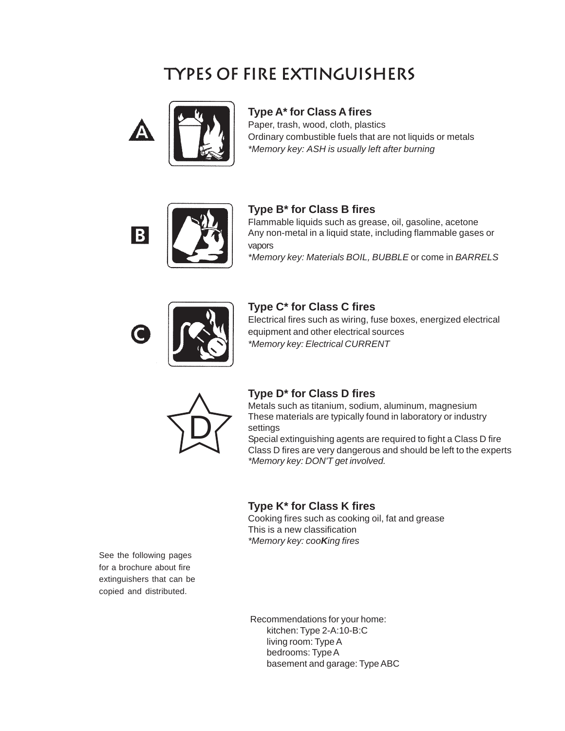# Types of Fire Extinguishers

### Type A* for Class A fires

Paper, trash, wood, cloth, plastics
Ordinary combustible fuels that are not liquids or metals
*\*Memory key: ASH is usually left after burning*

### Type B* for Class B fires

Flammable liquids such as grease, oil, gasoline, acetone
Any non-metal in a liquid state, including flammable gases or vapors
*\*Memory key: Materials BOIL, BUBBLE* or come in *BARRELS*

### Type C* for Class C fires

Electrical fires such as wiring, fuse boxes, energized electrical equipment and other electrical sources
*\*Memory key: Electrical CURRENT*

### Type D* for Class D fires

Metals such as titanium, sodium, aluminum, magnesium
These materials are typically found in laboratory or industry settings
Special extinguishing agents are required to fight a Class D fire
Class D fires are very dangerous and should be left to the experts
*\*Memory key: DON'T get involved.*

### Type K* for Class K fires

Cooking fires such as cooking oil, fat and grease
This is a new classification
*\*Memory key: coo**K**ing fires*

See the following pages for a brochure about fire extinguishers that can be copied and distributed.

Recommendations for your home:

- kitchen: Type 2-A:10-B:C
- living room: Type A
- bedrooms: Type A
- basement and garage: Type ABC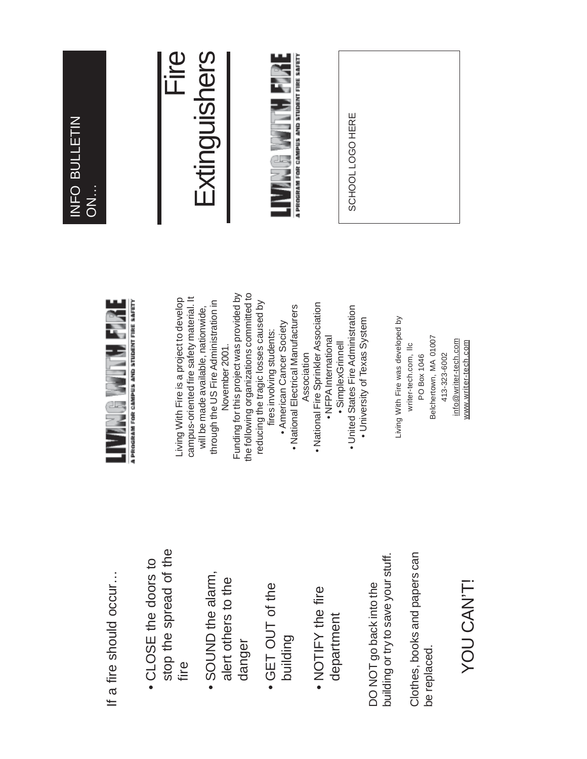If a fire should occur…

- CLOSE the doors to stop the spread of the fire
- SOUND the alarm, alert others to the danger
- GET OUT of the building
- NOTIFY the fire department

DO NOT go back into the building or try to save your stuff.

Clothes, books and papers can be replaced.

YOU CAN'T!

LIVING WITH FIRE

A PROGRAM FOR CAMPUS AND STUDENT FIRE SAFETY

Living With Fire is a project to develop campus-oriented fire safety material. It will be made available, nationwide, through the US Fire Administration in November 2001.

Funding for this project was provided by the following organizations committed to reducing the tragic losses caused by fires involving students:

- American Cancer Society
- National Electrical Manufacturers Association
- National Fire Sprinkler Association
- NFPA International
- SimplexGrinnell
- United States Fire Administration
- University of Texas System

Living With Fire was developed by
writer-tech.com, llc
PO Box 1046
Belchertown, MA 01007
413-323-6002
info@writer-tech.com
www.writer-tech.com

INFO BULLETIN ON…

# Fire Extinguishers

LIVING WITH FIRE

A PROGRAM FOR CAMPUS AND STUDENT FIRE SAFETY

SCHOOL LOGO HERE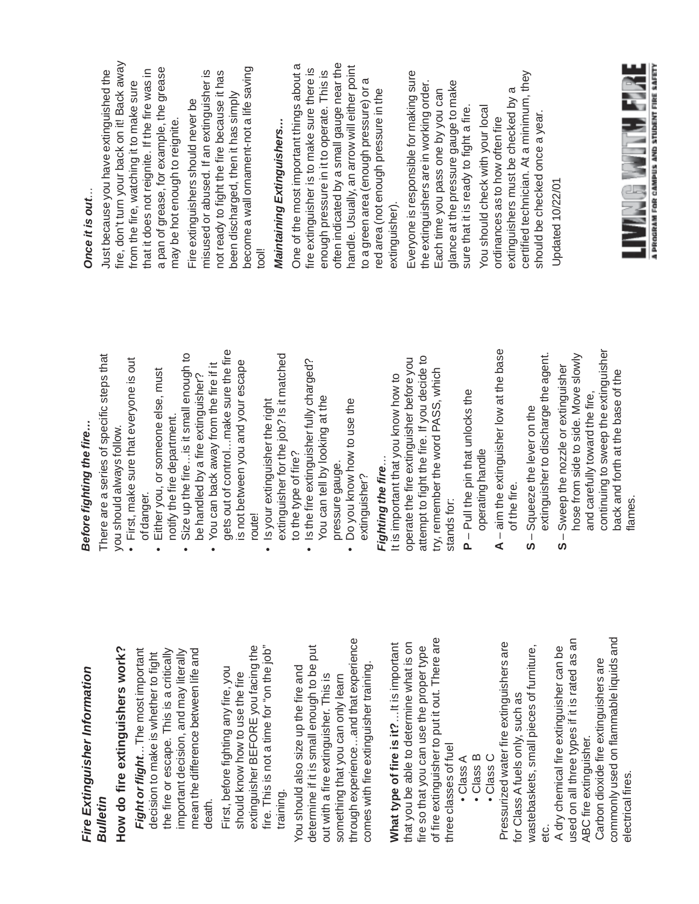# Fire Extinguisher Information Bulletin

## How do fire extinguishers work?

***Fight or flight***...The most important decision to make is whether to fight the fire or escape. This is a critically important decision, and may literally mean the difference between life and death.

First, before fighting any fire, you should know how to use the fire extinguisher BEFORE you facing the fire. This is not a time for "on the job" training.

You should also size up the fire and determine if it is small enough to be put out with a fire extinguisher. This is something that you can only learn through experience...and that experience comes with fire extinguisher training.

**What type of fire is it?**...It is important that you be able to determine what is on fire so that you can use the proper type of fire extinguisher to put it out. There are three classes of fuel

- Class A
- Class B
- Class C

Pressurized water fire extinguishers are for Class A fuels only, such as wastebaskets, small pieces of furniture, etc.

A dry chemical fire extinguisher can be used on all three types if it is rated as an ABC fire extinguisher.

Carbon dioxide fire extinguishers are commonly used on flammable liquids and electrical fires.

***Before fighting the fire...***

There are a series of specific steps that you should always follow.

- First, make sure that everyone is out of danger.
- Either you, or someone else, must notify the fire department.
- Size up the fire...is it small enough to be handled by a fire extinguisher?
- You can back away from the fire if it gets out of control...make sure the fire is not between you and your escape route!
- Is your extinguisher the right extinguisher for the job? Is it matched to the type of fire?
- Is the fire extinguisher fully charged? You can tell by looking at the pressure gauge.
- Do you know how to use the extinguisher?

***Fighting the fire...***

It is important that you know how to operate the fire extinguisher before you attempt to fight the fire. If you decide to try, remember the word PASS, which stands for:

**P** – Pull the pin that unlocks the operating handle

**A** – aim the extinguisher low at the base of the fire.

**S** – Squeeze the lever on the extinguisher to discharge the agent.

**S** – Sweep the nozzle or extinguisher hose from side to side. Move slowly and carefully toward the fire, continuing to sweep the extinguisher back and forth at the base of the flames.

***Once it is out...***

Just because you have extinguished the fire, don't turn your back on it! Back away from the fire, watching it to make sure that it does not reignite. If the fire was in a pan of grease, for example, the grease may be hot enough to reignite.

Fire extinguishers should never be misused or abused. If an extinguisher is not ready to fight the fire because it has been discharged, then it has simply become a wall ornament-not a life saving tool!

***Maintaining Extinguishers...***

One of the most important things about a fire extinguisher is to make sure there is enough pressure in it to operate. This is often indicated by a small gauge near the handle. Usually, an arrow will either point to a green area (enough pressure) or a red area (not enough pressure in the extinguisher).

Everyone is responsible for making sure the extinguishers are in working order. Each time you pass one by you can glance at the pressure gauge to make sure that it is ready to fight a fire.

You should check with your local ordinances as to how often fire extinguishers must be checked by a certified technician. At a minimum, they should be checked once a year.

Updated 10/22/01

LIVING WITH FIRE
A PROGRAM FOR CAMPUS AND STUDENT FIRE SAFETY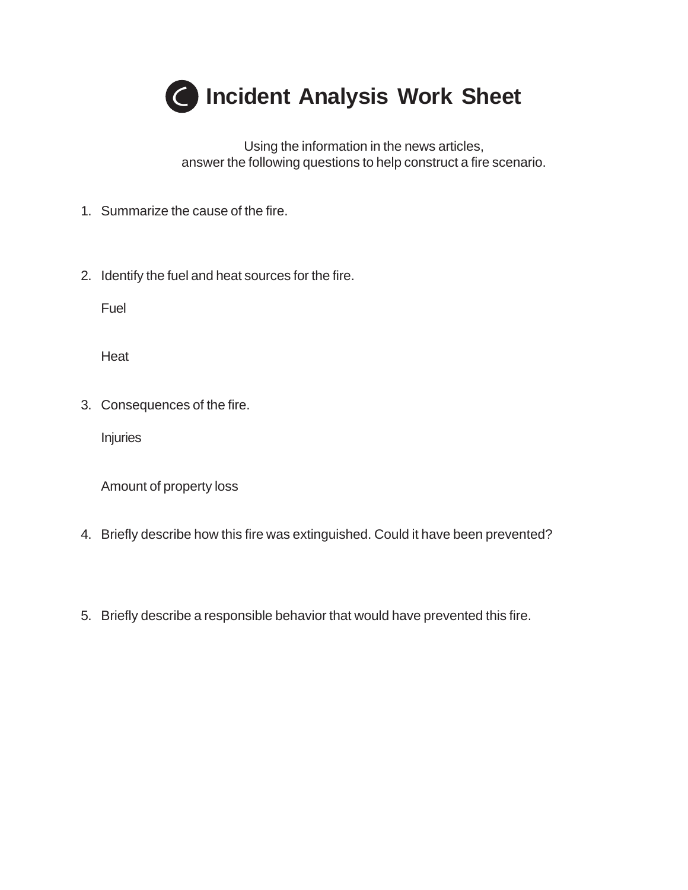# Incident Analysis Work Sheet

Using the information in the news articles,
answer the following questions to help construct a fire scenario.

1. Summarize the cause of the fire.

2. Identify the fuel and heat sources for the fire.

   Fuel

   Heat

3. Consequences of the fire.

   Injuries

   Amount of property loss

4. Briefly describe how this fire was extinguished. Could it have been prevented?

5. Briefly describe a responsible behavior that would have prevented this fire.